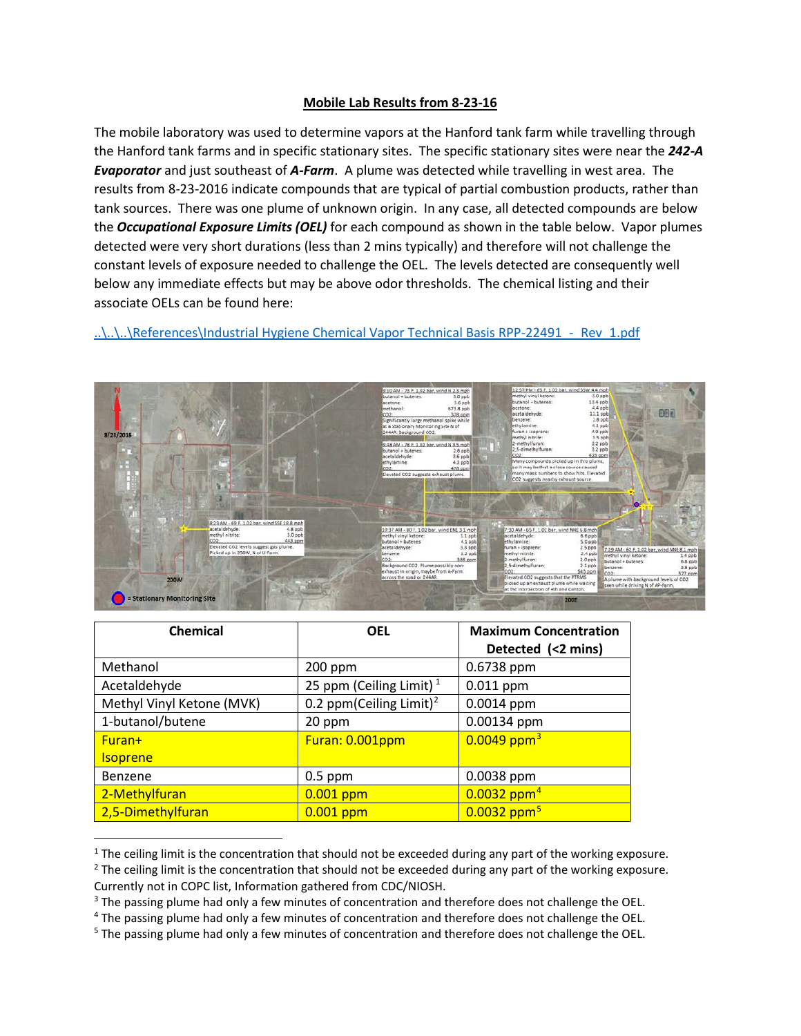## Mobile Lab Results from 8-23-16

The mobile laboratory was used to determine vapors at the Hanford tank farm while travelling through the Hanford tank farms and in specific stationary sites. The specific stationary sites were near the ***242-A Evaporator*** and just southeast of ***A-Farm***. A plume was detected while travelling in west area. The results from 8-23-2016 indicate compounds that are typical of partial combustion products, rather than tank sources. There was one plume of unknown origin. In any case, all detected compounds are below the ***Occupational Exposure Limits (OEL)*** for each compound as shown in the table below. Vapor plumes detected were very short durations (less than 2 mins typically) and therefore will not challenge the constant levels of exposure needed to challenge the OEL. The levels detected are consequently well below any immediate effects but may be above odor thresholds. The chemical listing and their associate OELs can be found here:

..\..\..\References\Industrial Hygiene Chemical Vapor Technical Basis RPP-22491 - Rev 1.pdf

| Chemical | OEL | Maximum Concentration Detected (<2 mins) |
|---|---|---|
| Methanol | 200 ppm | 0.6738 ppm |
| Acetaldehyde | 25 ppm (Ceiling Limit) [1] | 0.011 ppm |
| Methyl Vinyl Ketone (MVK) | 0.2 ppm(Ceiling Limit)[2] | 0.0014 ppm |
| 1-butanol/butene | 20 ppm | 0.00134 ppm |
| Furan+ Isoprene | Furan: 0.001ppm | 0.0049 ppm[3] |
| Benzene | 0.5 ppm | 0.0038 ppm |
| 2-Methylfuran | 0.001 ppm | 0.0032 ppm[4] |
| 2,5-Dimethylfuran | 0.001 ppm | 0.0032 ppm[5] |

[1] The ceiling limit is the concentration that should not be exceeded during any part of the working exposure.
[2] The ceiling limit is the concentration that should not be exceeded during any part of the working exposure. Currently not in COPC list, Information gathered from CDC/NIOSH.
[3] The passing plume had only a few minutes of concentration and therefore does not challenge the OEL.
[4] The passing plume had only a few minutes of concentration and therefore does not challenge the OEL.
[5] The passing plume had only a few minutes of concentration and therefore does not challenge the OEL.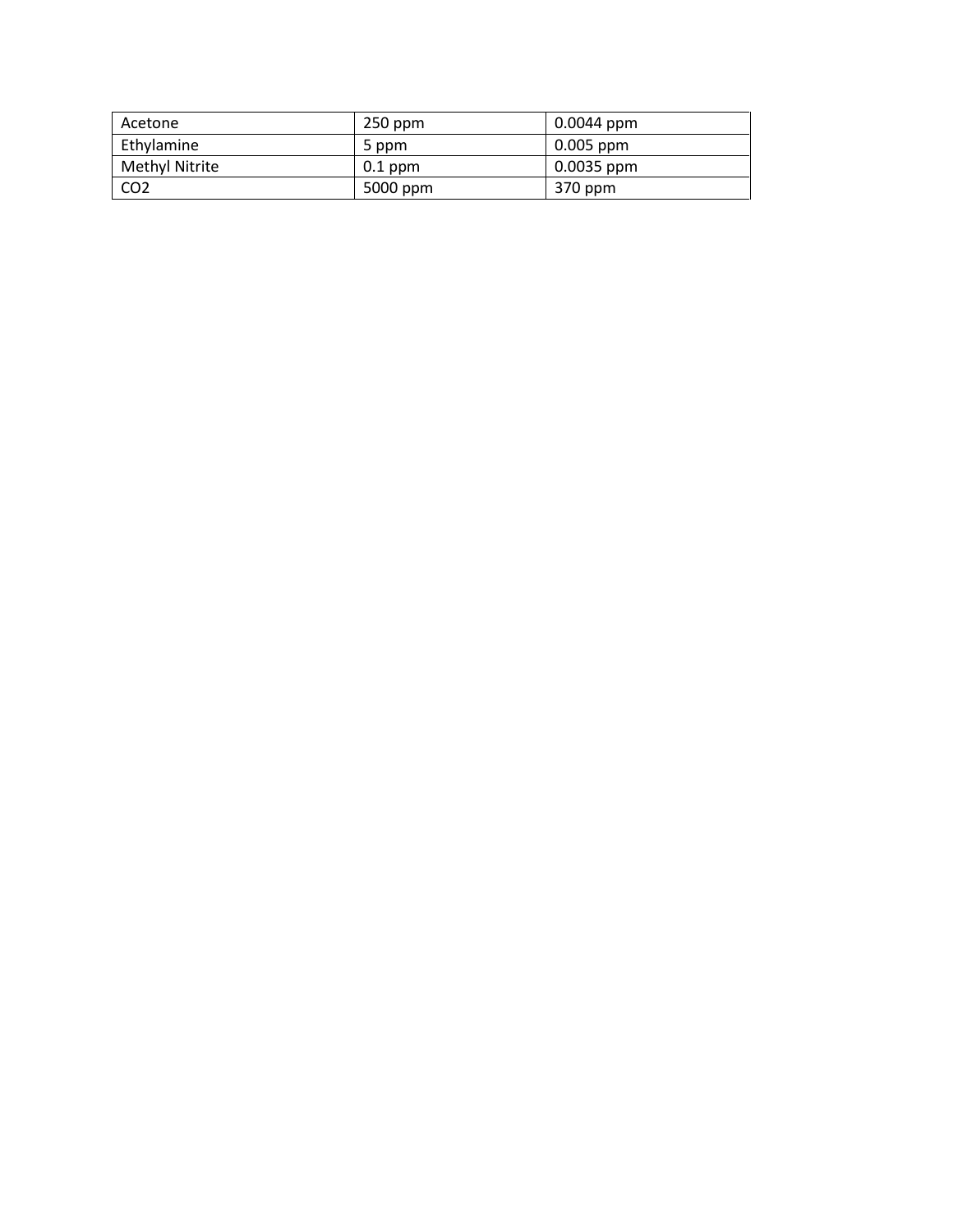| | | |
|---|---|---|
| Acetone | 250 ppm | 0.0044 ppm |
| Ethylamine | 5 ppm | 0.005 ppm |
| Methyl Nitrite | 0.1 ppm | 0.0035 ppm |
| $CO_2$ | 5000 ppm | 370 ppm |